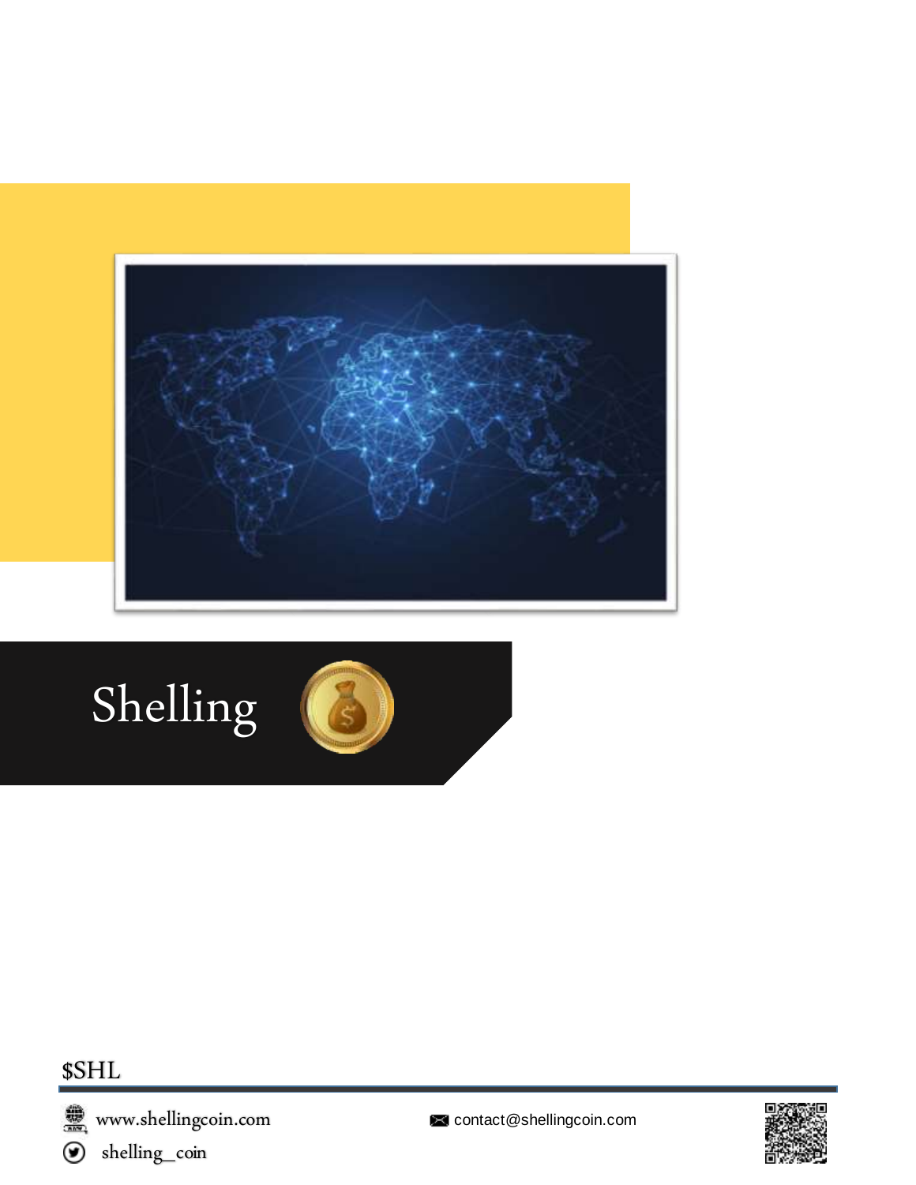# Shelling

$SHL

www.shellingcoin.com

contact@shellingcoin.com

shelling_coin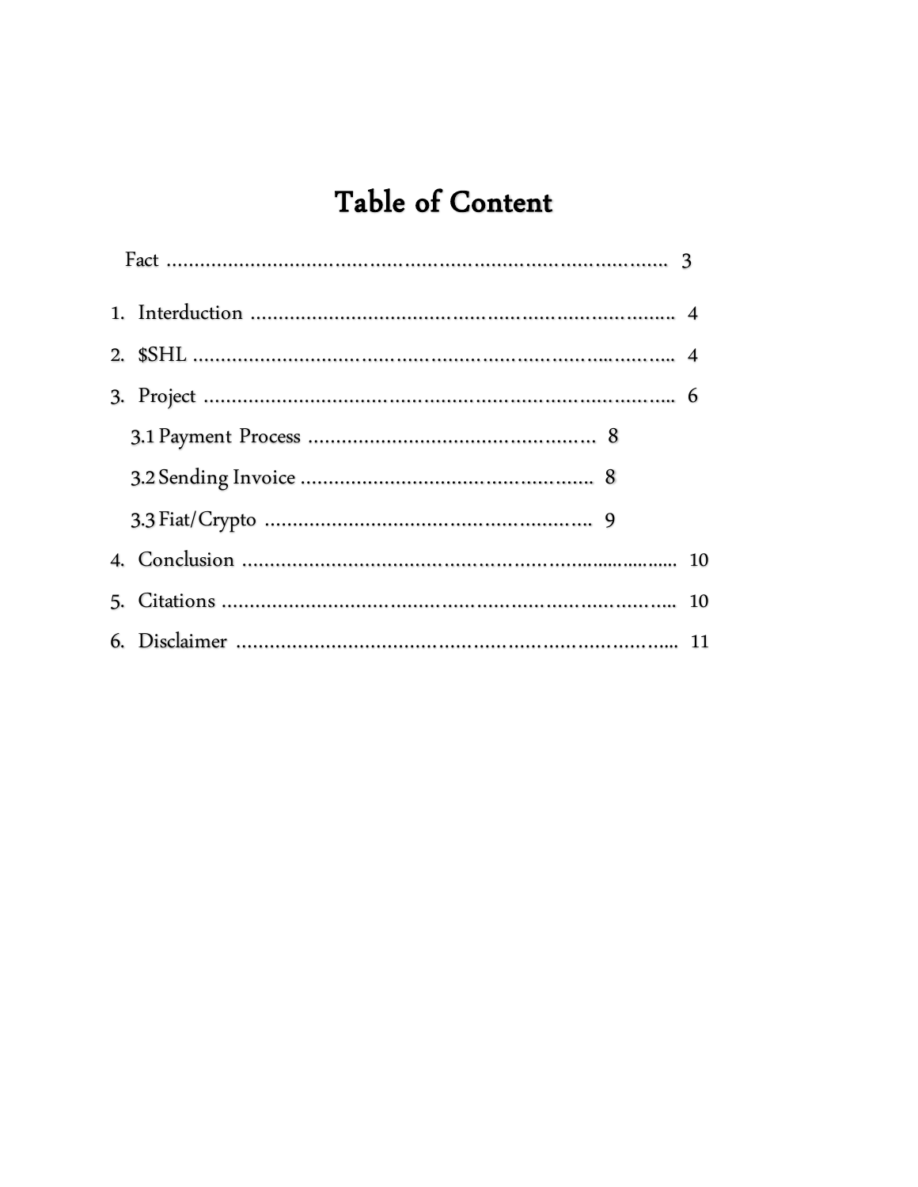# Table of Content

Fact ........................................................................................ 3

1. Interduction ........................................................................ 4
2. $SHL ................................................................................. 4
3. Project .............................................................................. 6
   - 3.1 Payment Process ........................................................ 8
   - 3.2 Sending Invoice ......................................................... 8
   - 3.3 Fiat/Crypto ................................................................ 9
4. Conclusion ....................................................................... 10
5. Citations .......................................................................... 10
6. Disclaimer ........................................................................ 11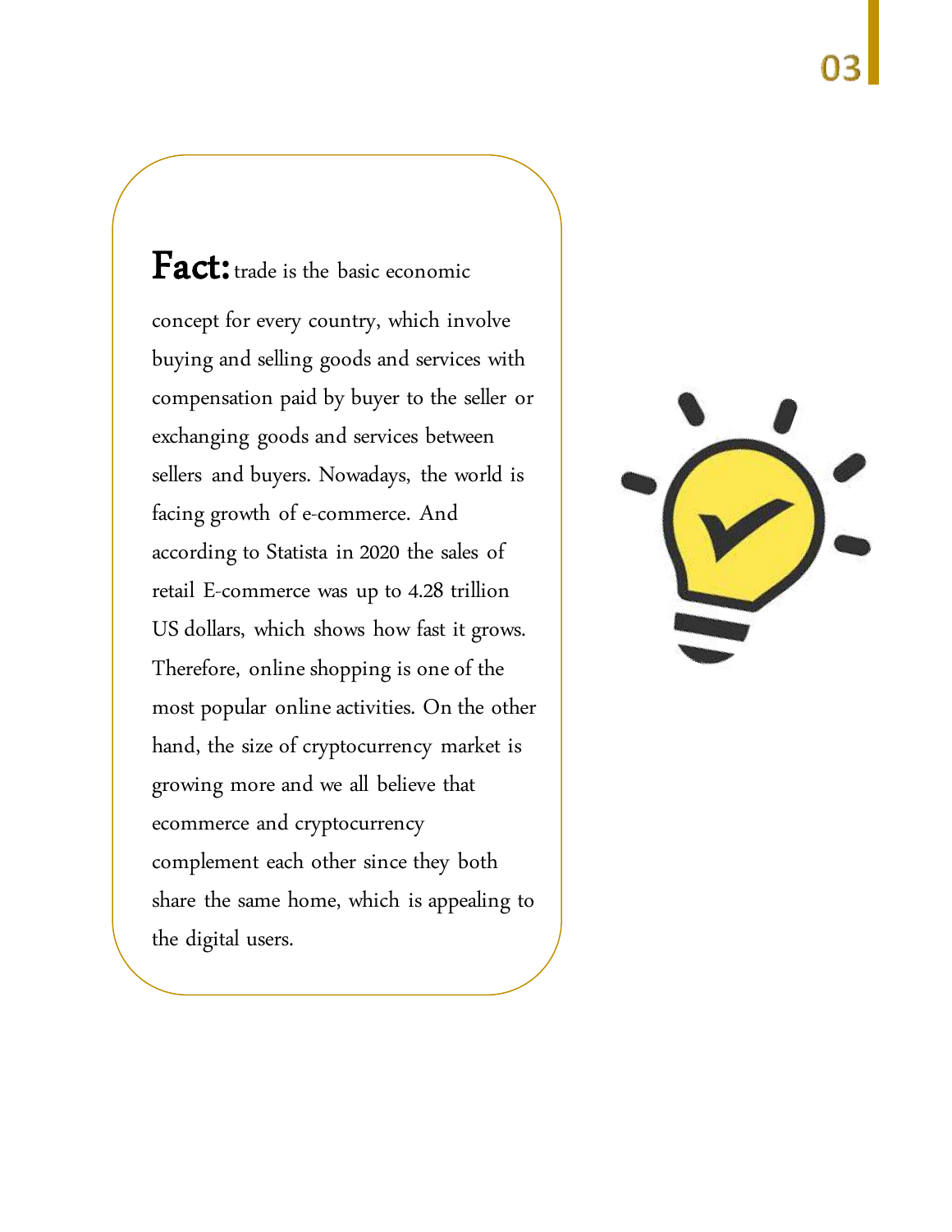**Fact:** trade is the basic economic concept for every country, which involve buying and selling goods and services with compensation paid by buyer to the seller or exchanging goods and services between sellers and buyers. Nowadays, the world is facing growth of e-commerce. And according to Statista in 2020 the sales of retail E-commerce was up to 4.28 trillion US dollars, which shows how fast it grows. Therefore, online shopping is one of the most popular online activities. On the other hand, the size of cryptocurrency market is growing more and we all believe that ecommerce and cryptocurrency complement each other since they both share the same home, which is appealing to the digital users.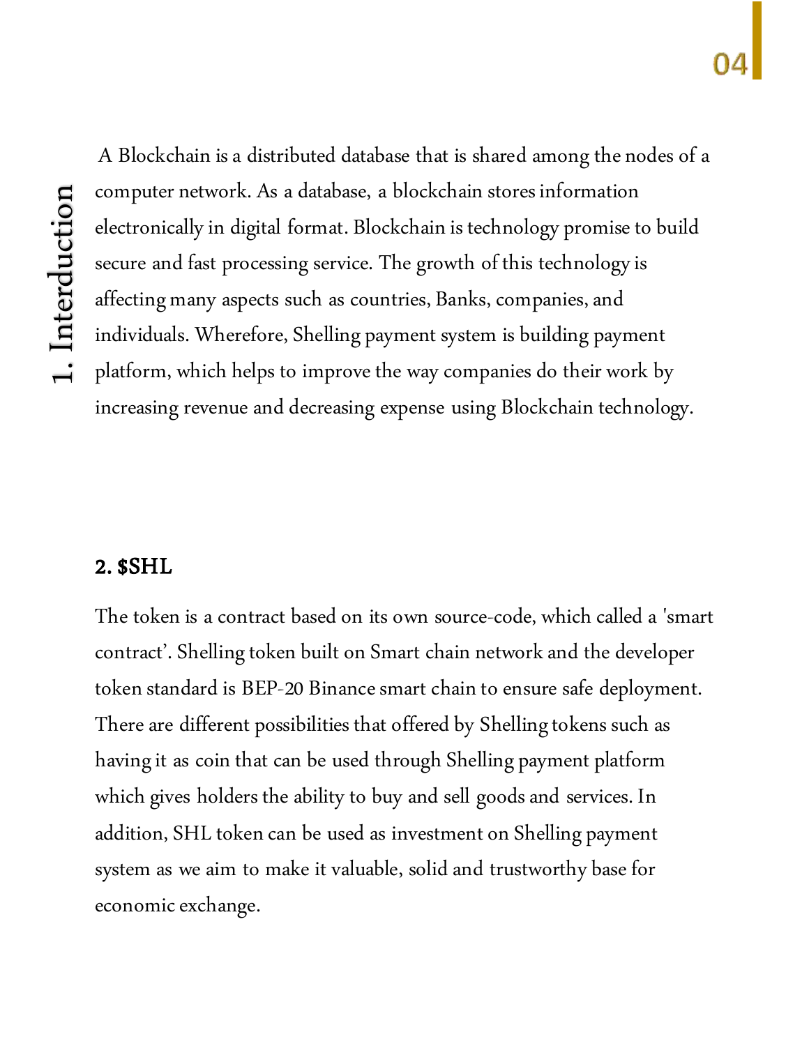# 1. Interduction

A Blockchain is a distributed database that is shared among the nodes of a computer network. As a database, a blockchain stores information electronically in digital format. Blockchain is technology promise to build secure and fast processing service. The growth of this technology is affecting many aspects such as countries, Banks, companies, and individuals. Wherefore, Shelling payment system is building payment platform, which helps to improve the way companies do their work by increasing revenue and decreasing expense using Blockchain technology.

## 2. $SHL

The token is a contract based on its own source-code, which called a 'smart contract'. Shelling token built on Smart chain network and the developer token standard is BEP-20 Binance smart chain to ensure safe deployment. There are different possibilities that offered by Shelling tokens such as having it as coin that can be used through Shelling payment platform which gives holders the ability to buy and sell goods and services. In addition, SHL token can be used as investment on Shelling payment system as we aim to make it valuable, solid and trustworthy base for economic exchange.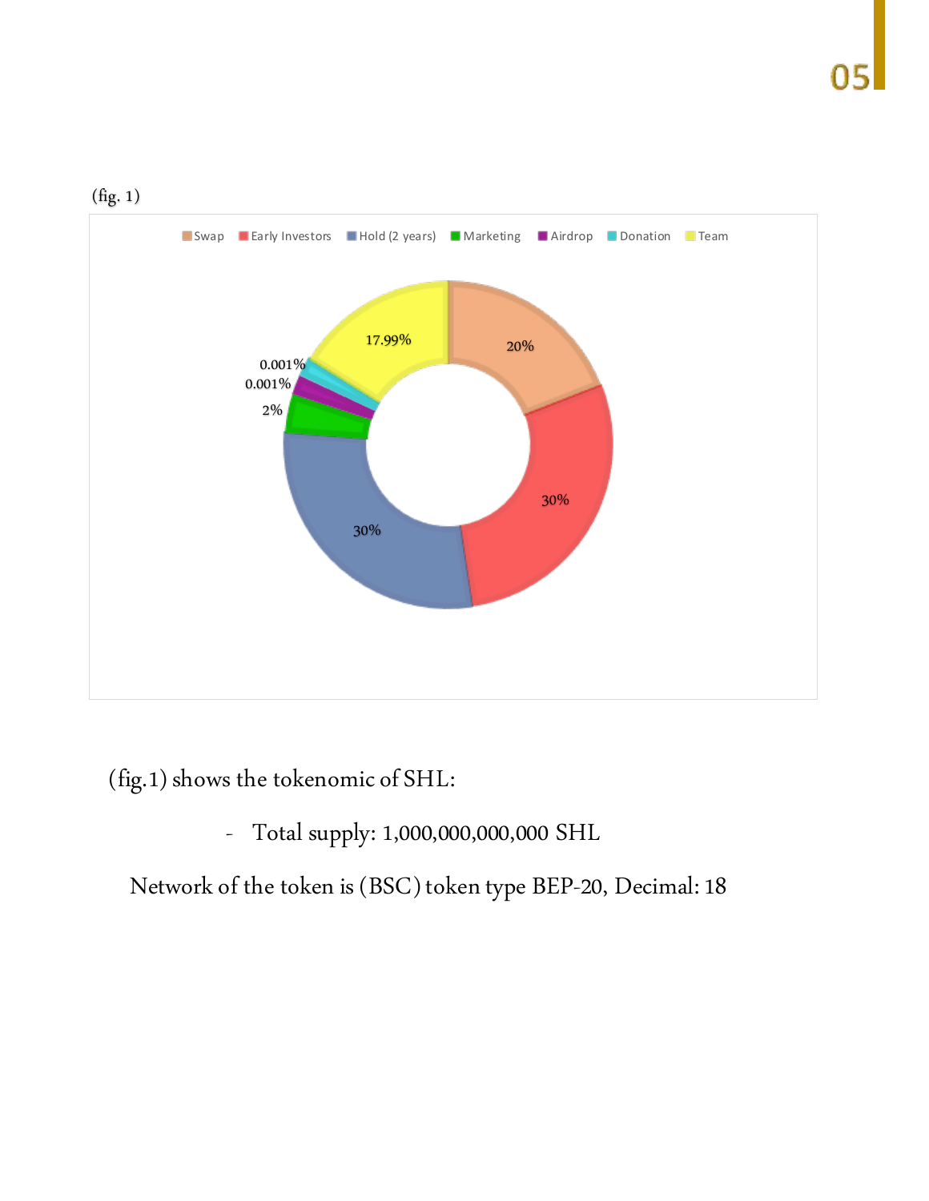(fig. 1)

| Category | Share |
|---|---|
| Swap | 20% |
| Early Investors | 30% |
| Hold (2 years) | 30% |
| Marketing | 2% |
| Airdrop | 0.001% |
| Donation | 0.001% |
| Team | 17.99% |

(fig.1) shows the tokenomic of SHL:

- Total supply: 1,000,000,000,000 SHL

Network of the token is (BSC) token type BEP-20, Decimal: 18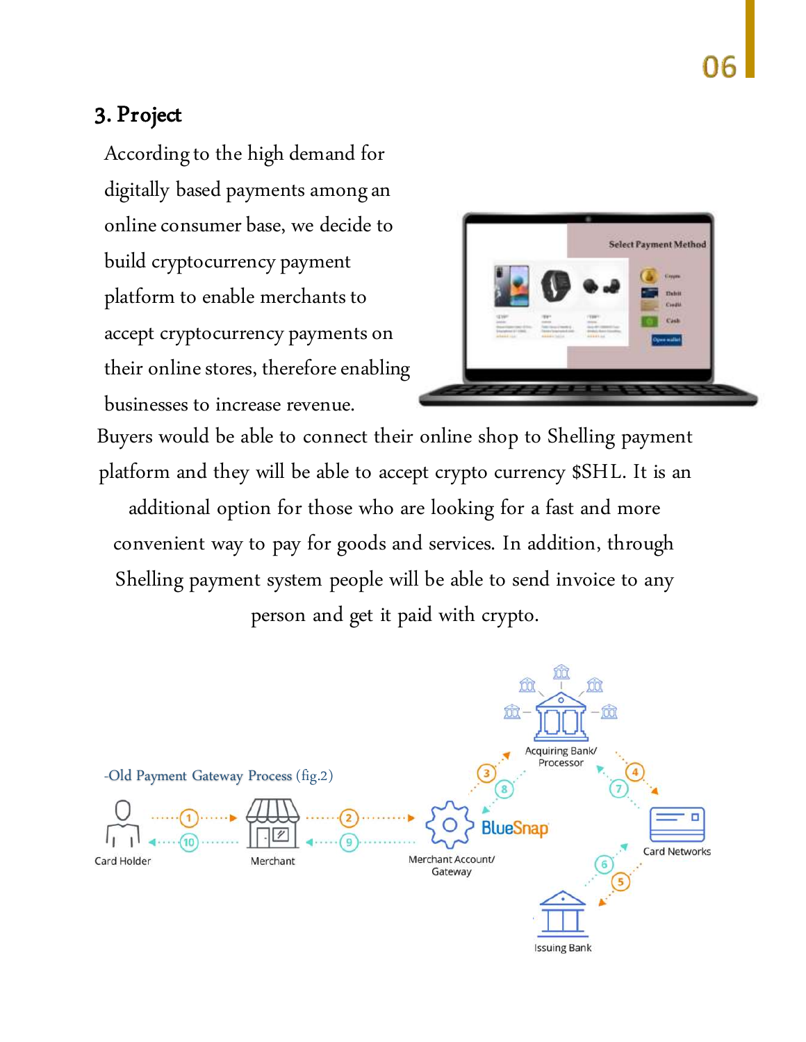## 3. Project

According to the high demand for digitally based payments among an online consumer base, we decide to build cryptocurrency payment platform to enable merchants to accept cryptocurrency payments on their online stores, therefore enabling businesses to increase revenue.

Buyers would be able to connect their online shop to Shelling payment platform and they will be able to accept crypto currency $SHL. It is an additional option for those who are looking for a fast and more convenient way to pay for goods and services. In addition, through Shelling payment system people will be able to send invoice to any person and get it paid with crypto.

-Old Payment Gateway Process (fig.2)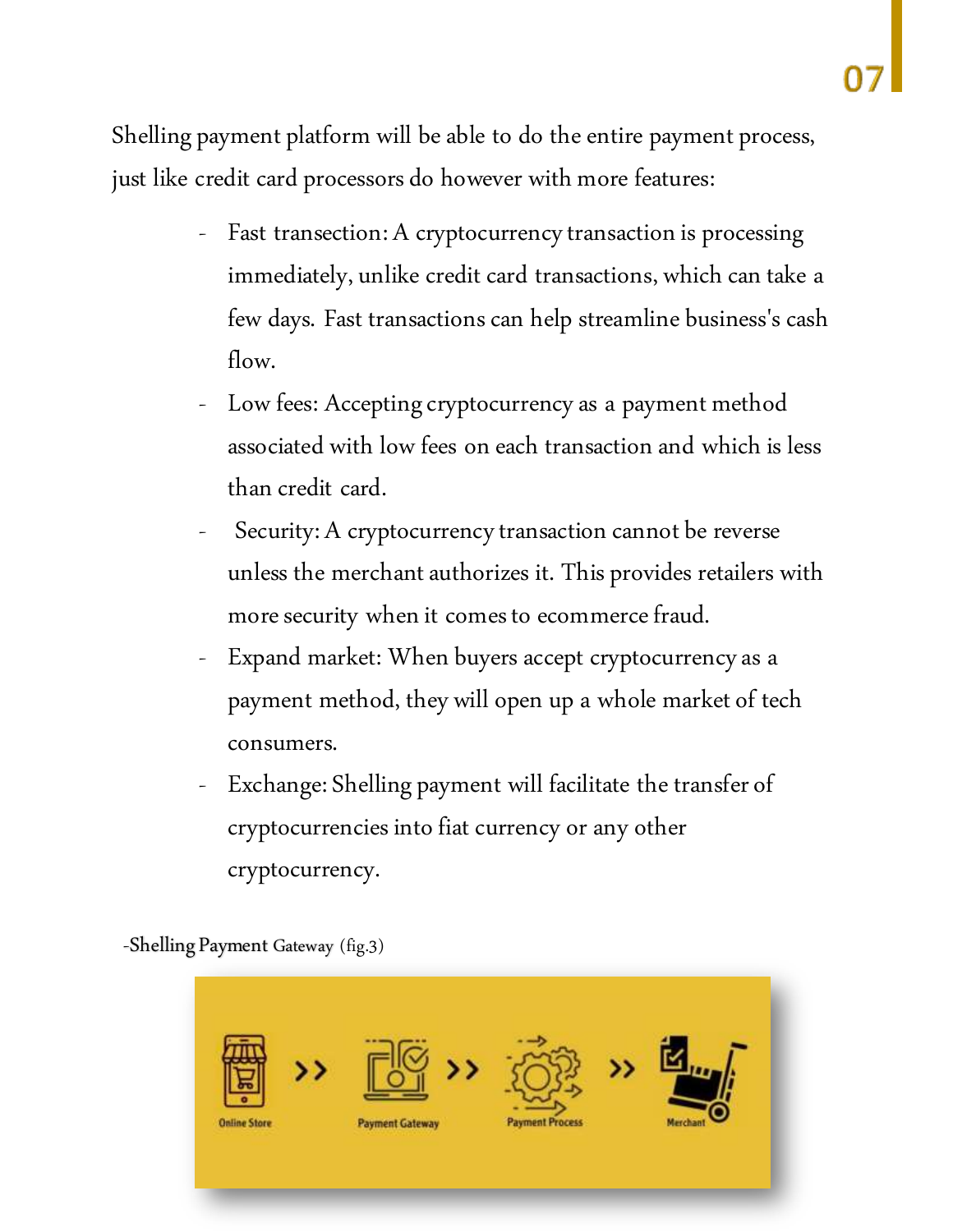Shelling payment platform will be able to do the entire payment process, just like credit card processors do however with more features:

- Fast transection: A cryptocurrency transaction is processing immediately, unlike credit card transactions, which can take a few days. Fast transactions can help streamline business's cash flow.
- Low fees: Accepting cryptocurrency as a payment method associated with low fees on each transaction and which is less than credit card.
- Security: A cryptocurrency transaction cannot be reverse unless the merchant authorizes it. This provides retailers with more security when it comes to ecommerce fraud.
- Expand market: When buyers accept cryptocurrency as a payment method, they will open up a whole market of tech consumers.
- Exchange: Shelling payment will facilitate the transfer of cryptocurrencies into fiat currency or any other cryptocurrency.

-Shelling Payment Gateway (fig.3)

Online Store >> Payment Gateway >> Payment Process >> Merchant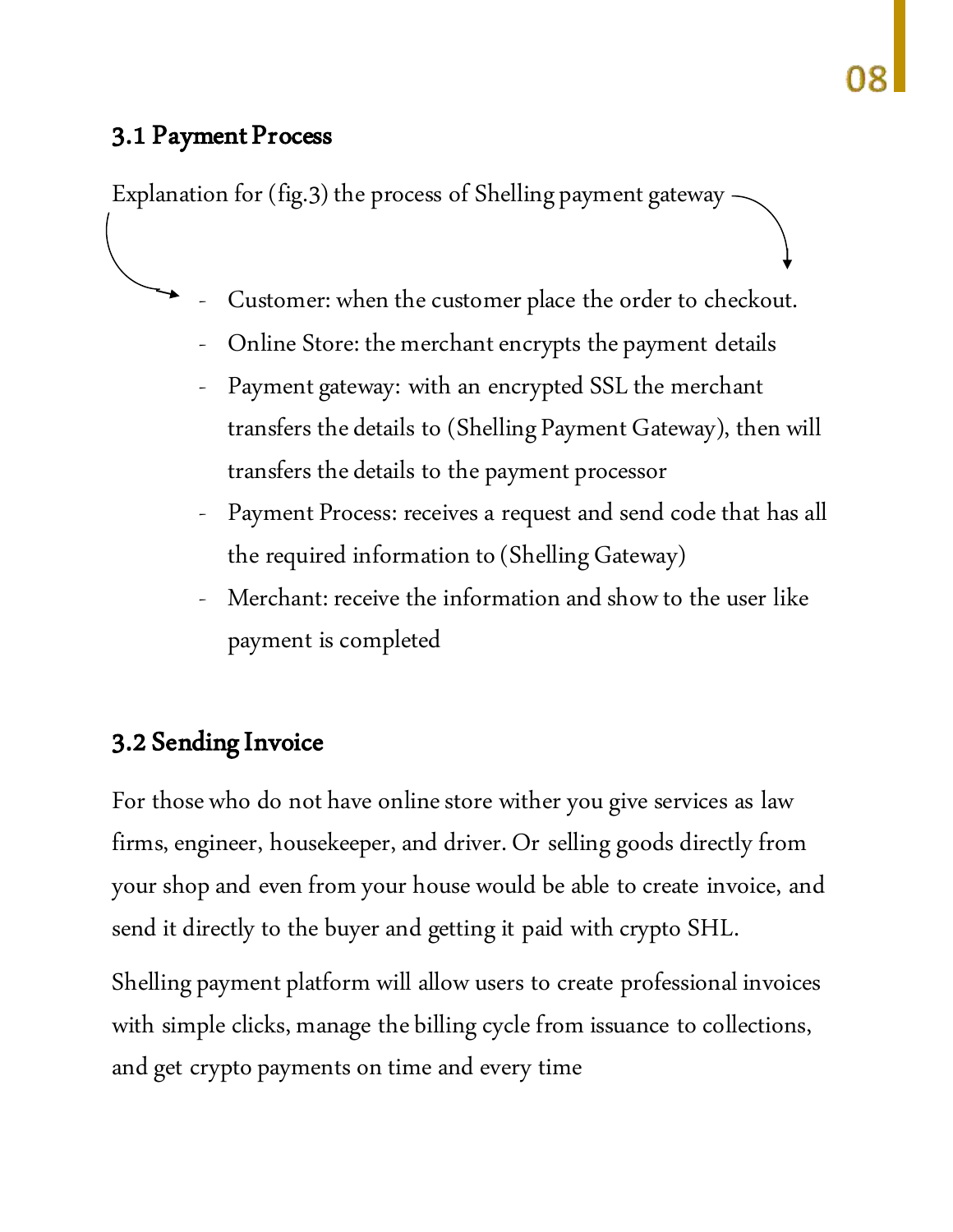### 3.1 Payment Process

Explanation for (fig.3) the process of Shelling payment gateway

- Customer: when the customer place the order to checkout.
- Online Store: the merchant encrypts the payment details
- Payment gateway: with an encrypted SSL the merchant transfers the details to (Shelling Payment Gateway), then will transfers the details to the payment processor
- Payment Process: receives a request and send code that has all the required information to (Shelling Gateway)
- Merchant: receive the information and show to the user like payment is completed

### 3.2 Sending Invoice

For those who do not have online store wither you give services as law firms, engineer, housekeeper, and driver. Or selling goods directly from your shop and even from your house would be able to create invoice, and send it directly to the buyer and getting it paid with crypto SHL.

Shelling payment platform will allow users to create professional invoices with simple clicks, manage the billing cycle from issuance to collections, and get crypto payments on time and every time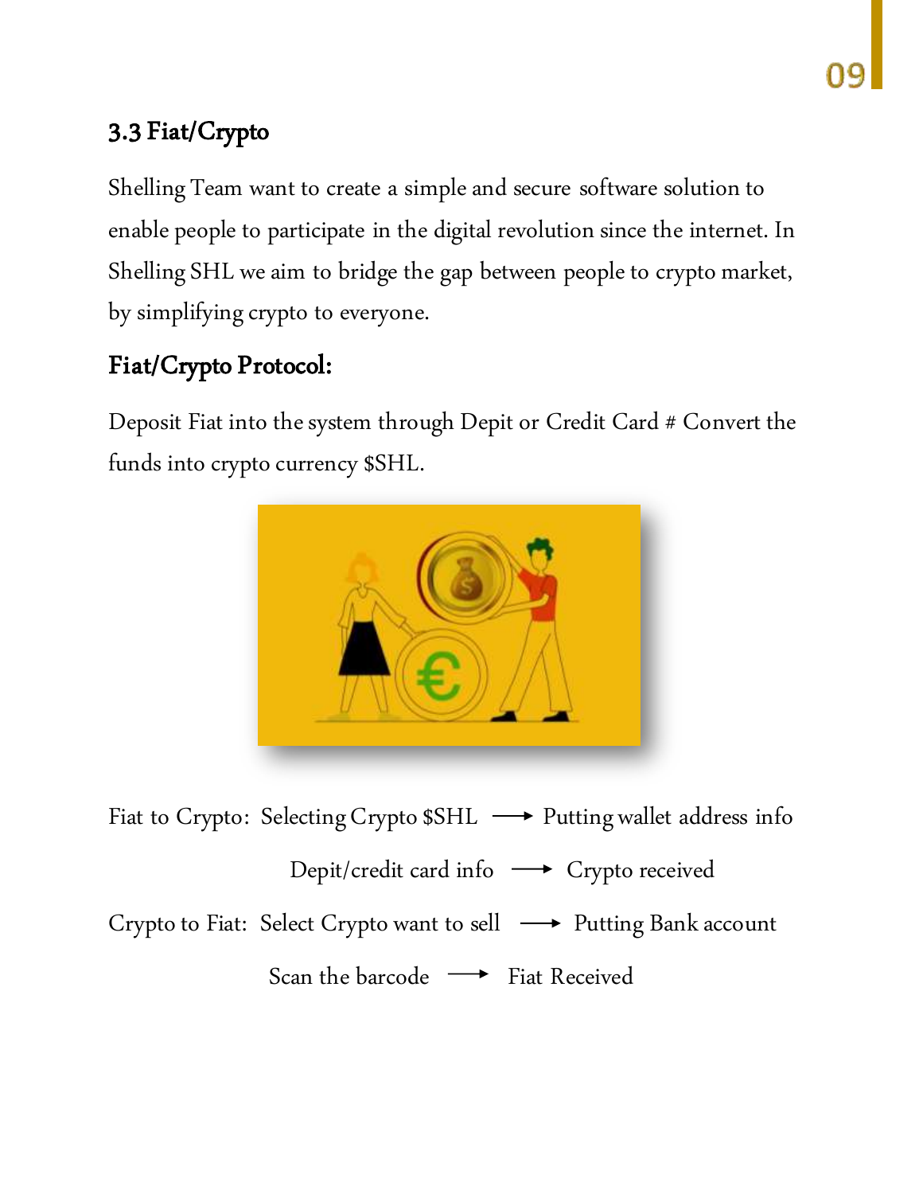## 3.3 Fiat/Crypto

Shelling Team want to create a simple and secure software solution to enable people to participate in the digital revolution since the internet. In Shelling SHL we aim to bridge the gap between people to crypto market, by simplifying crypto to everyone.

### Fiat/Crypto Protocol:

Deposit Fiat into the system through Depit or Credit Card # Convert the funds into crypto currency $SHL.

Fiat to Crypto: Selecting Crypto $SHL → Putting wallet address info

Depit/credit card info → Crypto received

Crypto to Fiat: Select Crypto want to sell → Putting Bank account

Scan the barcode → Fiat Received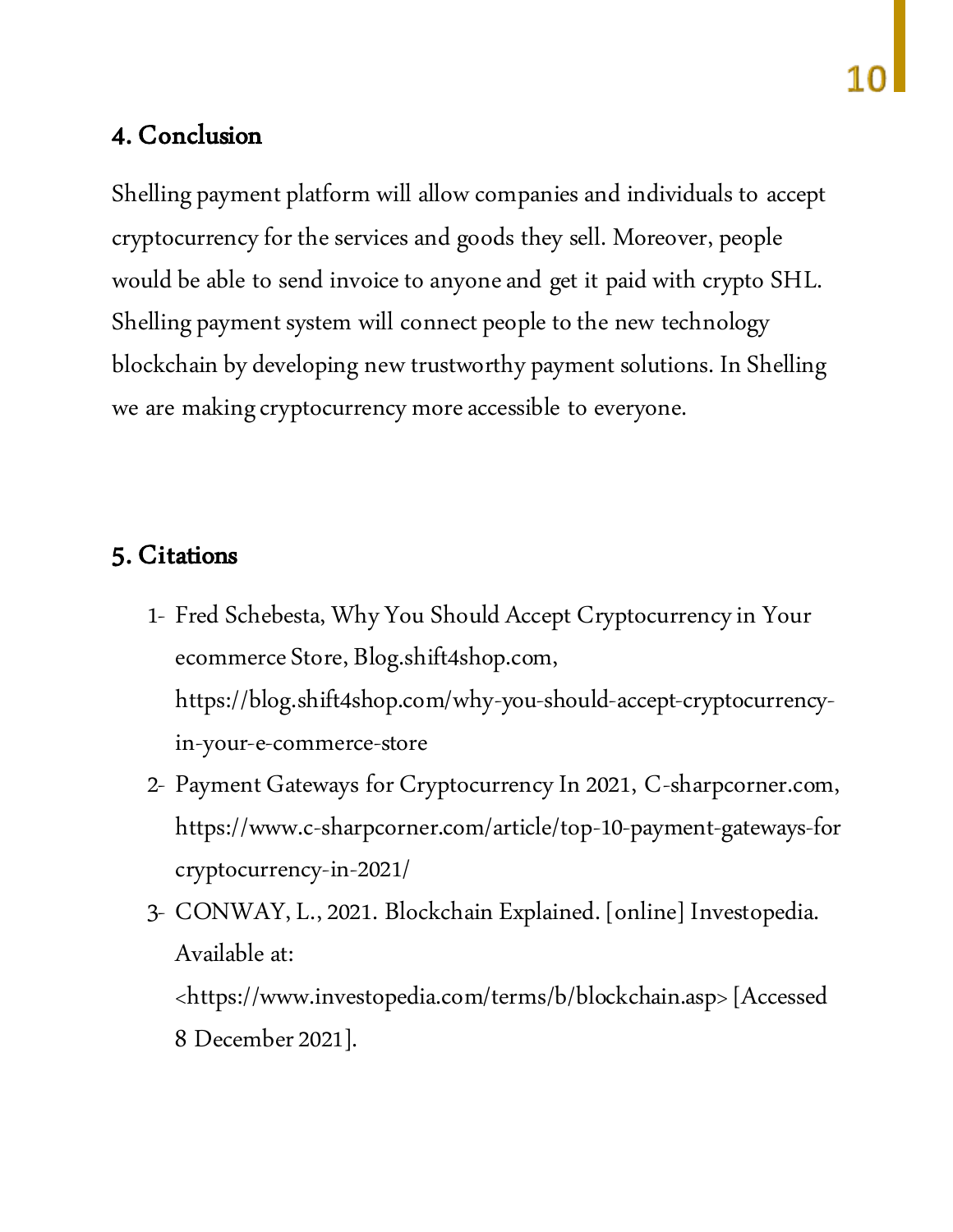## 4. Conclusion

Shelling payment platform will allow companies and individuals to accept cryptocurrency for the services and goods they sell. Moreover, people would be able to send invoice to anyone and get it paid with crypto SHL. Shelling payment system will connect people to the new technology blockchain by developing new trustworthy payment solutions. In Shelling we are making cryptocurrency more accessible to everyone.

## 5. Citations

1- Fred Schebesta, Why You Should Accept Cryptocurrency in Your ecommerce Store, Blog.shift4shop.com, https://blog.shift4shop.com/why-you-should-accept-cryptocurrency-in-your-e-commerce-store

2- Payment Gateways for Cryptocurrency In 2021, C-sharpcorner.com, https://www.c-sharpcorner.com/article/top-10-payment-gateways-for cryptocurrency-in-2021/

3- CONWAY, L., 2021. Blockchain Explained. [online] Investopedia. Available at: <https://www.investopedia.com/terms/b/blockchain.asp> [Accessed 8 December 2021].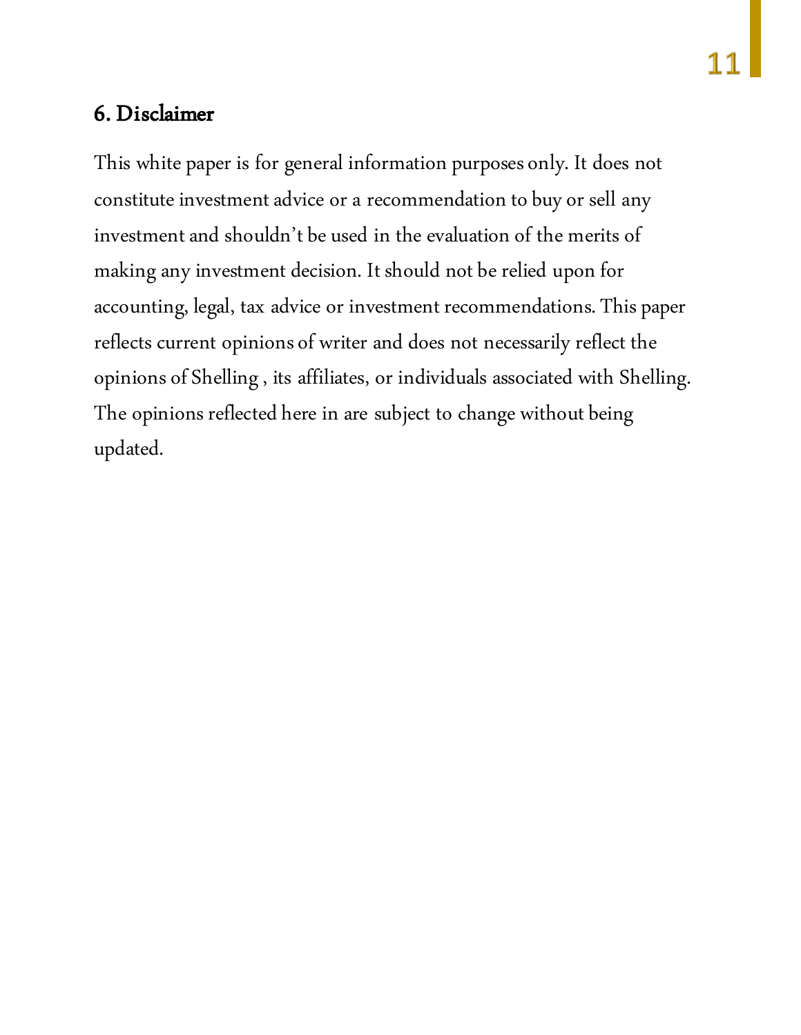## 6. Disclaimer

This white paper is for general information purposes only. It does not constitute investment advice or a recommendation to buy or sell any investment and shouldn't be used in the evaluation of the merits of making any investment decision. It should not be relied upon for accounting, legal, tax advice or investment recommendations. This paper reflects current opinions of writer and does not necessarily reflect the opinions of Shelling , its affiliates, or individuals associated with Shelling. The opinions reflected here in are subject to change without being updated.